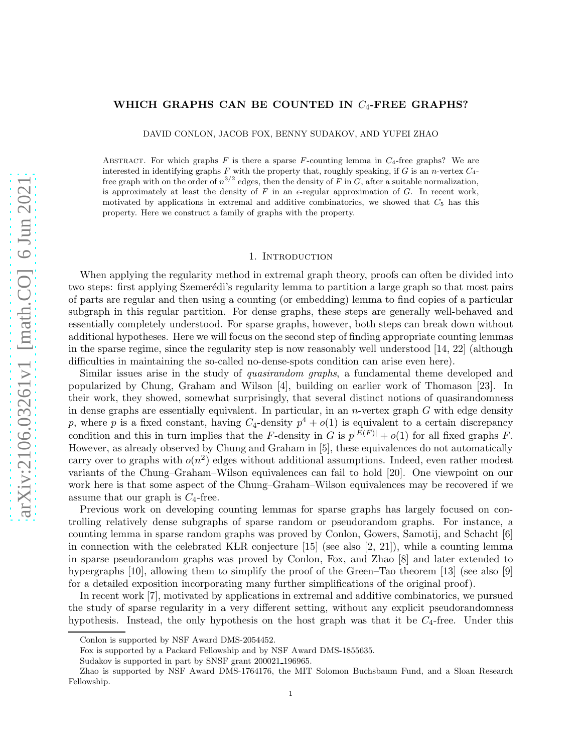# WHICH GRAPHS CAN BE COUNTED IN $C_4$-FREE GRAPHS?

DAVID CONLON, JACOB FOX, BENNY SUDAKOV, AND YUFEI ZHAO

ABSTRACT. For which graphs $F$ is there a sparse $F$-counting lemma in $C_4$-free graphs? We are interested in identifying graphs $F$ with the property that, roughly speaking, if $G$ is an $n$-vertex $C_4$-free graph with on the order of $n^{3/2}$ edges, then the density of $F$ in $G$, after a suitable normalization, is approximately at least the density of $F$ in an $\epsilon$-regular approximation of $G$. In recent work, motivated by applications in extremal and additive combinatorics, we showed that $C_5$ has this property. Here we construct a family of graphs with the property.

## 1. Introduction

When applying the regularity method in extremal graph theory, proofs can often be divided into two steps: first applying Szemerédi's regularity lemma to partition a large graph so that most pairs of parts are regular and then using a counting (or embedding) lemma to find copies of a particular subgraph in this regular partition. For dense graphs, these steps are generally well-behaved and essentially completely understood. For sparse graphs, however, both steps can break down without additional hypotheses. Here we will focus on the second step of finding appropriate counting lemmas in the sparse regime, since the regularity step is now reasonably well understood [14, 22] (although difficulties in maintaining the so-called no-dense-spots condition can arise even here).

Similar issues arise in the study of *quasirandom graphs*, a fundamental theme developed and popularized by Chung, Graham and Wilson [4], building on earlier work of Thomason [23]. In their work, they showed, somewhat surprisingly, that several distinct notions of quasirandomness in dense graphs are essentially equivalent. In particular, in an $n$-vertex graph $G$ with edge density $p$, where $p$ is a fixed constant, having $C_4$-density $p^4 + o(1)$ is equivalent to a certain discrepancy condition and this in turn implies that the $F$-density in $G$ is $p^{|E(F)|} + o(1)$ for all fixed graphs $F$. However, as already observed by Chung and Graham in [5], these equivalences do not automatically carry over to graphs with $o(n^2)$ edges without additional assumptions. Indeed, even rather modest variants of the Chung–Graham–Wilson equivalences can fail to hold [20]. One viewpoint on our work here is that some aspect of the Chung–Graham–Wilson equivalences may be recovered if we assume that our graph is $C_4$-free.

Previous work on developing counting lemmas for sparse graphs has largely focused on controlling relatively dense subgraphs of sparse random or pseudorandom graphs. For instance, a counting lemma in sparse random graphs was proved by Conlon, Gowers, Samotij, and Schacht [6] in connection with the celebrated KŁR conjecture [15] (see also [2, 21]), while a counting lemma in sparse pseudorandom graphs was proved by Conlon, Fox, and Zhao [8] and later extended to hypergraphs [10], allowing them to simplify the proof of the Green–Tao theorem [13] (see also [9] for a detailed exposition incorporating many further simplifications of the original proof).

In recent work [7], motivated by applications in extremal and additive combinatorics, we pursued the study of sparse regularity in a very different setting, without any explicit pseudorandomness hypothesis. Instead, the only hypothesis on the host graph was that it be $C_4$-free. Under this

Conlon is supported by NSF Award DMS-2054452.

Fox is supported by a Packard Fellowship and by NSF Award DMS-1855635.

Sudakov is supported in part by SNSF grant 200021_196965.

Zhao is supported by NSF Award DMS-1764176, the MIT Solomon Buchsbaum Fund, and a Sloan Research Fellowship.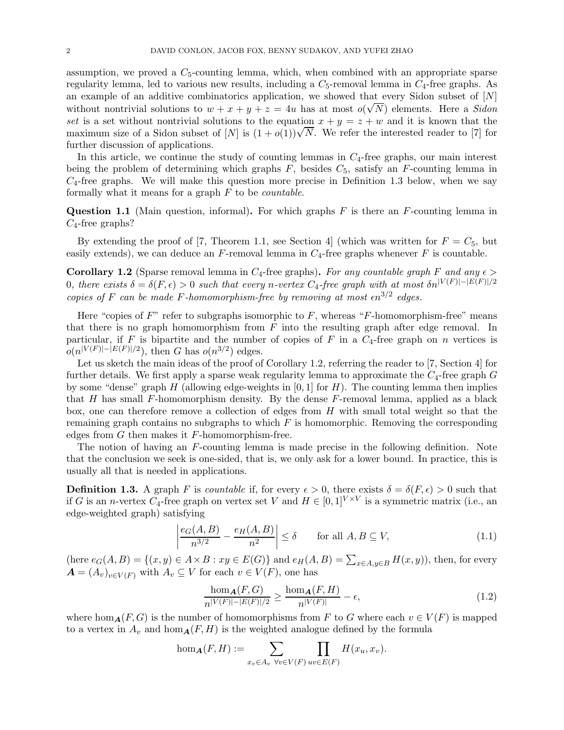assumption, we proved a $C_5$-counting lemma, which, when combined with an appropriate sparse regularity lemma, led to various new results, including a $C_5$-removal lemma in $C_4$-free graphs. As an example of an additive combinatorics application, we showed that every Sidon subset of $[N]$ without nontrivial solutions to $w + x + y + z = 4u$ has at most $o(\sqrt{N})$ elements. Here a *Sidon set* is a set without nontrivial solutions to the equation $x + y = z + w$ and it is known that the maximum size of a Sidon subset of $[N]$ is $(1 + o(1))\sqrt{N}$. We refer the interested reader to [7] for further discussion of applications.

In this article, we continue the study of counting lemmas in $C_4$-free graphs, our main interest being the problem of determining which graphs $F$, besides $C_5$, satisfy an $F$-counting lemma in $C_4$-free graphs. We will make this question more precise in Definition 1.3 below, when we say formally what it means for a graph $F$ to be *countable*.

**Question 1.1** (Main question, informal)**.** For which graphs $F$ is there an $F$-counting lemma in $C_4$-free graphs?

By extending the proof of [7, Theorem 1.1, see Section 4] (which was written for $F = C_5$, but easily extends), we can deduce an $F$-removal lemma in $C_4$-free graphs whenever $F$ is countable.

**Corollary 1.2** (Sparse removal lemma in $C_4$-free graphs)**.** *For any countable graph $F$ and any $\epsilon > 0$, there exists $\delta = \delta(F, \epsilon) > 0$ such that every $n$-vertex $C_4$-free graph with at most $\delta n^{|V(F)|-|E(F)|/2}$ copies of $F$ can be made $F$-homomorphism-free by removing at most $\epsilon n^{3/2}$ edges.*

Here "copies of $F$" refer to subgraphs isomorphic to $F$, whereas "$F$-homomorphism-free" means that there is no graph homomorphism from $F$ into the resulting graph after edge removal. In particular, if $F$ is bipartite and the number of copies of $F$ in a $C_4$-free graph on $n$ vertices is $o(n^{|V(F)|-|E(F)|/2})$, then $G$ has $o(n^{3/2})$ edges.

Let us sketch the main ideas of the proof of Corollary 1.2, referring the reader to [7, Section 4] for further details. We first apply a sparse weak regularity lemma to approximate the $C_4$-free graph $G$ by some "dense" graph $H$ (allowing edge-weights in $[0, 1]$ for $H$). The counting lemma then implies that $H$ has small $F$-homomorphism density. By the dense $F$-removal lemma, applied as a black box, one can therefore remove a collection of edges from $H$ with small total weight so that the remaining graph contains no subgraphs to which $F$ is homomorphic. Removing the corresponding edges from $G$ then makes it $F$-homomorphism-free.

The notion of having an $F$-counting lemma is made precise in the following definition. Note that the conclusion we seek is one-sided, that is, we only ask for a lower bound. In practice, this is usually all that is needed in applications.

**Definition 1.3.** A graph $F$ is *countable* if, for every $\epsilon > 0$, there exists $\delta = \delta(F, \epsilon) > 0$ such that if $G$ is an $n$-vertex $C_4$-free graph on vertex set $V$ and $H \in [0, 1]^{V \times V}$ is a symmetric matrix (i.e., an edge-weighted graph) satisfying

$$\left| \frac{e_G(A, B)}{n^{3/2}} - \frac{e_H(A, B)}{n^2} \right| \leq \delta \qquad \text{for all } A, B \subseteq V, \tag{1.1}$$

(here $e_G(A, B) = \{(x, y) \in A \times B : xy \in E(G)\}$ and $e_H(A, B) = \sum_{x \in A, y \in B} H(x, y)$), then, for every $\boldsymbol{A} = (A_v)_{v \in V(F)}$ with $A_v \subseteq V$ for each $v \in V(F)$, one has

$$\frac{\hom_{\boldsymbol{A}}(F, G)}{n^{|V(F)|-|E(F)|/2}} \geq \frac{\hom_{\boldsymbol{A}}(F, H)}{n^{|V(F)|}} - \epsilon, \tag{1.2}$$

where $\hom_{\boldsymbol{A}}(F, G)$ is the number of homomorphisms from $F$ to $G$ where each $v \in V(F)$ is mapped to a vertex in $A_v$ and $\hom_{\boldsymbol{A}}(F, H)$ is the weighted analogue defined by the formula

$$\hom_{\boldsymbol{A}}(F, H) := \sum_{x_v \in A_v \ \forall v \in V(F)} \prod_{uv \in E(F)} H(x_u, x_v).$$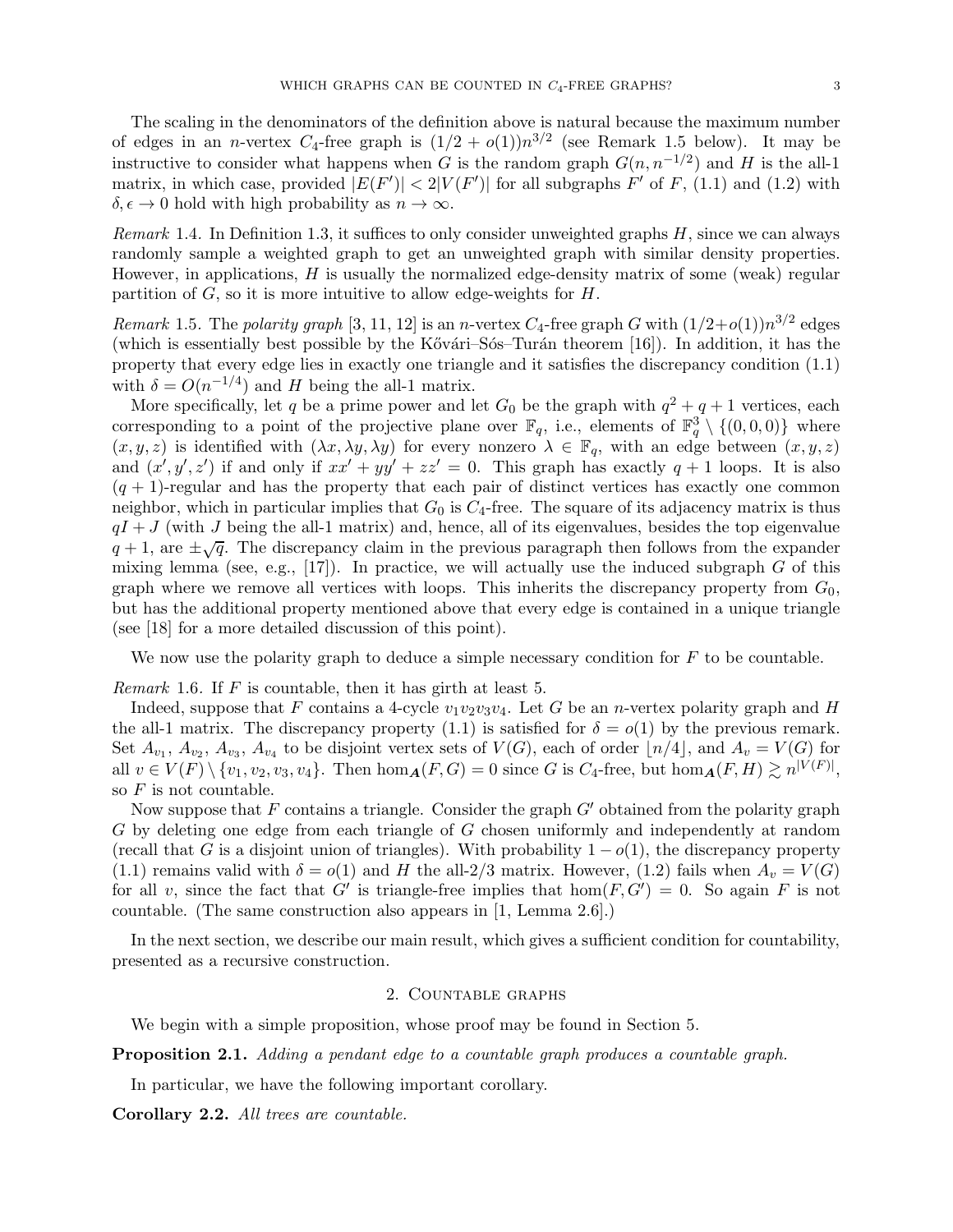The scaling in the denominators of the definition above is natural because the maximum number of edges in an $n$-vertex $C_4$-free graph is $(1/2 + o(1))n^{3/2}$ (see Remark 1.5 below). It may be instructive to consider what happens when $G$ is the random graph $G(n, n^{-1/2})$ and $H$ is the all-1 matrix, in which case, provided $|E(F')| < 2|V(F')|$ for all subgraphs $F'$ of $F$, (1.1) and (1.2) with $\delta, \epsilon \to 0$ hold with high probability as $n \to \infty$.

*Remark* 1.4. In Definition 1.3, it suffices to only consider unweighted graphs $H$, since we can always randomly sample a weighted graph to get an unweighted graph with similar density properties. However, in applications, $H$ is usually the normalized edge-density matrix of some (weak) regular partition of $G$, so it is more intuitive to allow edge-weights for $H$.

*Remark* 1.5. The *polarity graph* [3, 11, 12] is an $n$-vertex $C_4$-free graph $G$ with $(1/2+o(1))n^{3/2}$ edges (which is essentially best possible by the Kővári–Sós–Turán theorem [16]). In addition, it has the property that every edge lies in exactly one triangle and it satisfies the discrepancy condition (1.1) with $\delta = O(n^{-1/4})$ and $H$ being the all-1 matrix.

More specifically, let $q$ be a prime power and let $G_0$ be the graph with $q^2 + q + 1$ vertices, each corresponding to a point of the projective plane over $\mathbb{F}_q$, i.e., elements of $\mathbb{F}_q^3 \setminus \{(0, 0, 0)\}$ where $(x, y, z)$ is identified with $(\lambda x, \lambda y, \lambda y)$ for every nonzero $\lambda \in \mathbb{F}_q$, with an edge between $(x, y, z)$ and $(x', y', z')$ if and only if $xx' + yy' + zz' = 0$. This graph has exactly $q + 1$ loops. It is also $(q + 1)$-regular and has the property that each pair of distinct vertices has exactly one common neighbor, which in particular implies that $G_0$ is $C_4$-free. The square of its adjacency matrix is thus $qI + J$ (with $J$ being the all-1 matrix) and, hence, all of its eigenvalues, besides the top eigenvalue $q + 1$, are $\pm\sqrt{q}$. The discrepancy claim in the previous paragraph then follows from the expander mixing lemma (see, e.g., [17]). In practice, we will actually use the induced subgraph $G$ of this graph where we remove all vertices with loops. This inherits the discrepancy property from $G_0$, but has the additional property mentioned above that every edge is contained in a unique triangle (see [18] for a more detailed discussion of this point).

We now use the polarity graph to deduce a simple necessary condition for $F$ to be countable.

*Remark* 1.6. If $F$ is countable, then it has girth at least 5.

Indeed, suppose that $F$ contains a 4-cycle $v_1v_2v_3v_4$. Let $G$ be an $n$-vertex polarity graph and $H$ the all-1 matrix. The discrepancy property (1.1) is satisfied for $\delta = o(1)$ by the previous remark. Set $A_{v_1}$, $A_{v_2}$, $A_{v_3}$, $A_{v_4}$ to be disjoint vertex sets of $V(G)$, each of order $\lfloor n/4 \rfloor$, and $A_v = V(G)$ for all $v \in V(F) \setminus \{v_1, v_2, v_3, v_4\}$. Then $\hom_{\boldsymbol{A}}(F, G) = 0$ since $G$ is $C_4$-free, but $\hom_{\boldsymbol{A}}(F, H) \gtrsim n^{|V(F)|}$, so $F$ is not countable.

Now suppose that $F$ contains a triangle. Consider the graph $G'$ obtained from the polarity graph $G$ by deleting one edge from each triangle of $G$ chosen uniformly and independently at random (recall that $G$ is a disjoint union of triangles). With probability $1 - o(1)$, the discrepancy property (1.1) remains valid with $\delta = o(1)$ and $H$ the all-2/3 matrix. However, (1.2) fails when $A_v = V(G)$ for all $v$, since the fact that $G'$ is triangle-free implies that $\hom(F, G') = 0$. So again $F$ is not countable. (The same construction also appears in [1, Lemma 2.6].)

In the next section, we describe our main result, which gives a sufficient condition for countability, presented as a recursive construction.

## 2. Countable graphs

We begin with a simple proposition, whose proof may be found in Section 5.

**Proposition 2.1.** *Adding a pendant edge to a countable graph produces a countable graph.*

In particular, we have the following important corollary.

**Corollary 2.2.** *All trees are countable.*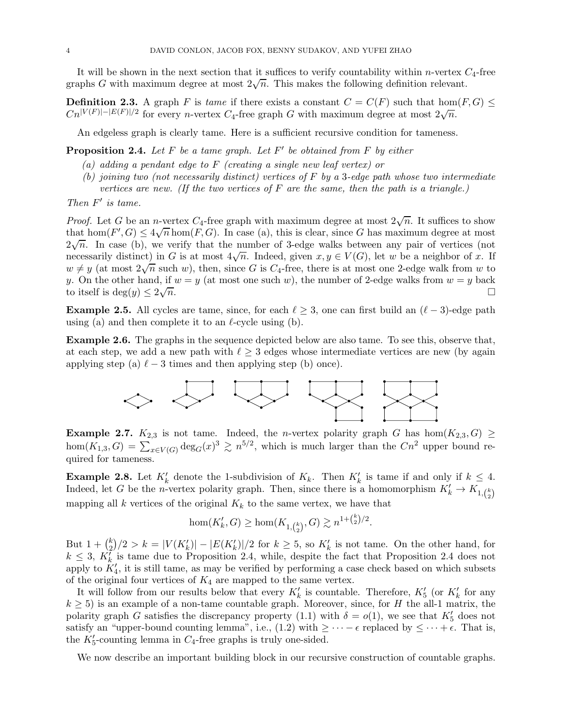It will be shown in the next section that it suffices to verify countability within $n$-vertex $C_4$-free graphs $G$ with maximum degree at most $2\sqrt{n}$. This makes the following definition relevant.

**Definition 2.3.** A graph $F$ is *tame* if there exists a constant $C = C(F)$ such that $\hom(F, G) \le Cn^{|V(F)|-|E(F)|/2}$ for every $n$-vertex $C_4$-free graph $G$ with maximum degree at most $2\sqrt{n}$.

An edgeless graph is clearly tame. Here is a sufficient recursive condition for tameness.

**Proposition 2.4.** *Let $F$ be a tame graph. Let $F'$ be obtained from $F$ by either*

*(a) adding a pendant edge to $F$ (creating a single new leaf vertex) or*

*(b) joining two (not necessarily distinct) vertices of $F$ by a 3-edge path whose two intermediate vertices are new. (If the two vertices of $F$ are the same, then the path is a triangle.)*

*Then $F'$ is tame.*

*Proof.* Let $G$ be an $n$-vertex $C_4$-free graph with maximum degree at most $2\sqrt{n}$. It suffices to show that $\hom(F', G) \le 4\sqrt{n}\hom(F, G)$. In case (a), this is clear, since $G$ has maximum degree at most $2\sqrt{n}$. In case (b), we verify that the number of 3-edge walks between any pair of vertices (not necessarily distinct) in $G$ is at most $4\sqrt{n}$. Indeed, given $x, y \in V(G)$, let $w$ be a neighbor of $x$. If $w \ne y$ (at most $2\sqrt{n}$ such $w$), then, since $G$ is $C_4$-free, there is at most one 2-edge walk from $w$ to $y$. On the other hand, if $w = y$ (at most one such $w$), the number of 2-edge walks from $w = y$ back to itself is $\deg(y) \le 2\sqrt{n}$. $\square$

**Example 2.5.** All cycles are tame, since, for each $\ell \ge 3$, one can first build an $(\ell - 3)$-edge path using (a) and then complete it to an $\ell$-cycle using (b).

**Example 2.6.** The graphs in the sequence depicted below are also tame. To see this, observe that, at each step, we add a new path with $\ell \ge 3$ edges whose intermediate vertices are new (by again applying step (a) $\ell - 3$ times and then applying step (b) once).

**Example 2.7.** $K_{2,3}$ is not tame. Indeed, the $n$-vertex polarity graph $G$ has $\hom(K_{2,3}, G) \ge \hom(K_{1,3}, G) = \sum_{x \in V(G)} \deg_G(x)^3 \gtrsim n^{5/2}$, which is much larger than the $Cn^2$ upper bound required for tameness.

**Example 2.8.** Let $K'_k$ denote the 1-subdivision of $K_k$. Then $K'_k$ is tame if and only if $k \le 4$. Indeed, let $G$ be the $n$-vertex polarity graph. Then, since there is a homomorphism $K'_k \to K_{1,\binom{k}{2}}$ mapping all $k$ vertices of the original $K_k$ to the same vertex, we have that

$$\hom(K'_k, G) \ge \hom(K_{1,\binom{k}{2}}, G) \gtrsim n^{1+\binom{k}{2}/2}.$$

But $1 + \binom{k}{2}/2 > k = |V(K'_k)| - |E(K'_k)|/2$ for $k \ge 5$, so $K'_k$ is not tame. On the other hand, for $k \le 3$, $K'_k$ is tame due to Proposition 2.4, while, despite the fact that Proposition 2.4 does not apply to $K'_4$, it is still tame, as may be verified by performing a case check based on which subsets of the original four vertices of $K_4$ are mapped to the same vertex.

It will follow from our results below that every $K'_k$ is countable. Therefore, $K'_5$ (or $K'_k$ for any $k \ge 5$) is an example of a non-tame countable graph. Moreover, since, for $H$ the all-1 matrix, the polarity graph $G$ satisfies the discrepancy property (1.1) with $\delta = o(1)$, we see that $K'_5$ does not satisfy an "upper-bound counting lemma", i.e., (1.2) with $\ge \cdots - \epsilon$ replaced by $\le \cdots + \epsilon$. That is, the $K'_5$-counting lemma in $C_4$-free graphs is truly one-sided.

We now describe an important building block in our recursive construction of countable graphs.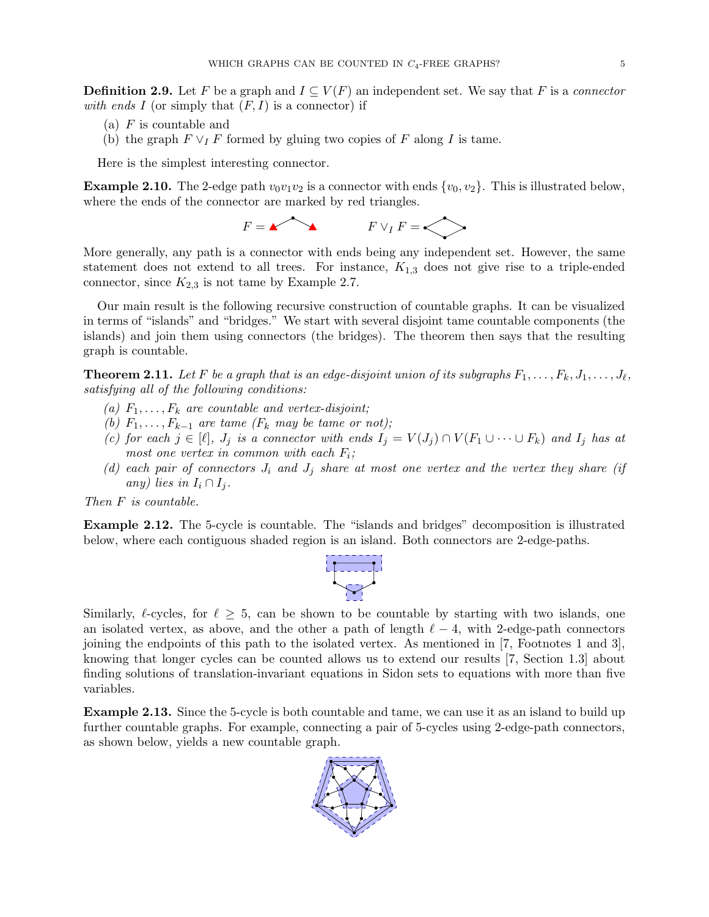**Definition 2.9.** Let $F$ be a graph and $I \subseteq V(F)$ an independent set. We say that $F$ is a *connector with ends $I$* (or simply that $(F, I)$ is a connector) if

(a) $F$ is countable and
(b) the graph $F \vee_I F$ formed by gluing two copies of $F$ along $I$ is tame.

Here is the simplest interesting connector.

**Example 2.10.** The 2-edge path $v_0v_1v_2$ is a connector with ends $\{v_0, v_2\}$. This is illustrated below, where the ends of the connector are marked by red triangles.

$F =$ $\qquad\qquad F \vee_I F =$

More generally, any path is a connector with ends being any independent set. However, the same statement does not extend to all trees. For instance, $K_{1,3}$ does not give rise to a triple-ended connector, since $K_{2,3}$ is not tame by Example 2.7.

Our main result is the following recursive construction of countable graphs. It can be visualized in terms of "islands" and "bridges." We start with several disjoint tame countable components (the islands) and join them using connectors (the bridges). The theorem then says that the resulting graph is countable.

**Theorem 2.11.** *Let $F$ be a graph that is an edge-disjoint union of its subgraphs $F_1, \ldots, F_k, J_1, \ldots, J_\ell$, satisfying all of the following conditions:*

*(a) $F_1, \ldots, F_k$ are countable and vertex-disjoint;*
*(b) $F_1, \ldots, F_{k-1}$ are tame ($F_k$ may be tame or not);*
*(c) for each $j \in [\ell]$, $J_j$ is a connector with ends $I_j = V(J_j) \cap V(F_1 \cup \cdots \cup F_k)$ and $I_j$ has at most one vertex in common with each $F_i$;*
*(d) each pair of connectors $J_i$ and $J_j$ share at most one vertex and the vertex they share (if any) lies in $I_i \cap I_j$.*

*Then $F$ is countable.*

**Example 2.12.** The 5-cycle is countable. The "islands and bridges" decomposition is illustrated below, where each contiguous shaded region is an island. Both connectors are 2-edge-paths.

Similarly, $\ell$-cycles, for $\ell \geq 5$, can be shown to be countable by starting with two islands, one an isolated vertex, as above, and the other a path of length $\ell - 4$, with 2-edge-path connectors joining the endpoints of this path to the isolated vertex. As mentioned in [7, Footnotes 1 and 3], knowing that longer cycles can be counted allows us to extend our results [7, Section 1.3] about finding solutions of translation-invariant equations in Sidon sets to equations with more than five variables.

**Example 2.13.** Since the 5-cycle is both countable and tame, we can use it as an island to build up further countable graphs. For example, connecting a pair of 5-cycles using 2-edge-path connectors, as shown below, yields a new countable graph.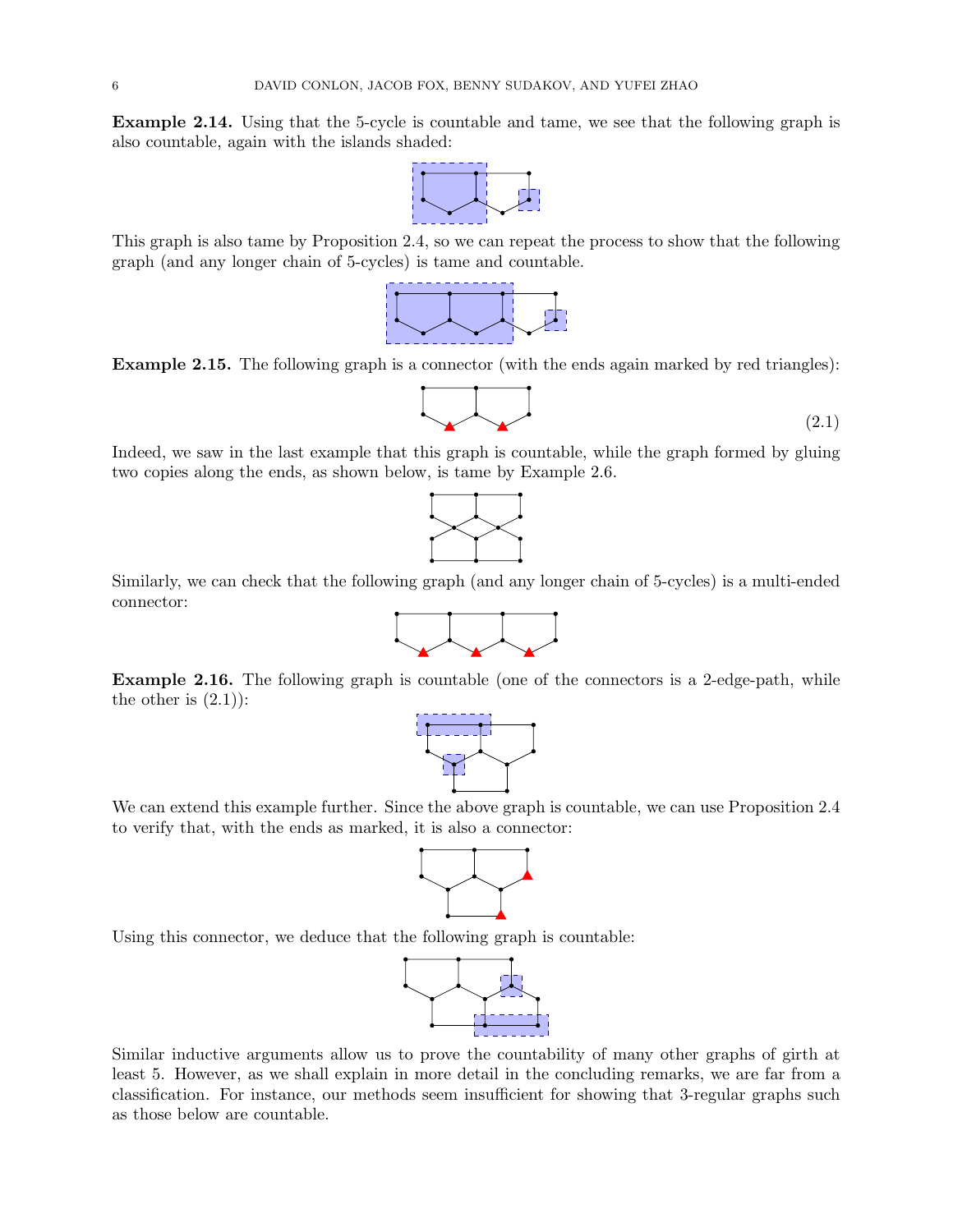**Example 2.14.** Using that the 5-cycle is countable and tame, we see that the following graph is also countable, again with the islands shaded:

This graph is also tame by Proposition 2.4, so we can repeat the process to show that the following graph (and any longer chain of 5-cycles) is tame and countable.

**Example 2.15.** The following graph is a connector (with the ends again marked by red triangles):

$$(2.1)$$

Indeed, we saw in the last example that this graph is countable, while the graph formed by gluing two copies along the ends, as shown below, is tame by Example 2.6.

Similarly, we can check that the following graph (and any longer chain of 5-cycles) is a multi-ended connector:

**Example 2.16.** The following graph is countable (one of the connectors is a 2-edge-path, while the other is (2.1)):

We can extend this example further. Since the above graph is countable, we can use Proposition 2.4 to verify that, with the ends as marked, it is also a connector:

Using this connector, we deduce that the following graph is countable:

Similar inductive arguments allow us to prove the countability of many other graphs of girth at least 5. However, as we shall explain in more detail in the concluding remarks, we are far from a classification. For instance, our methods seem insufficient for showing that 3-regular graphs such as those below are countable.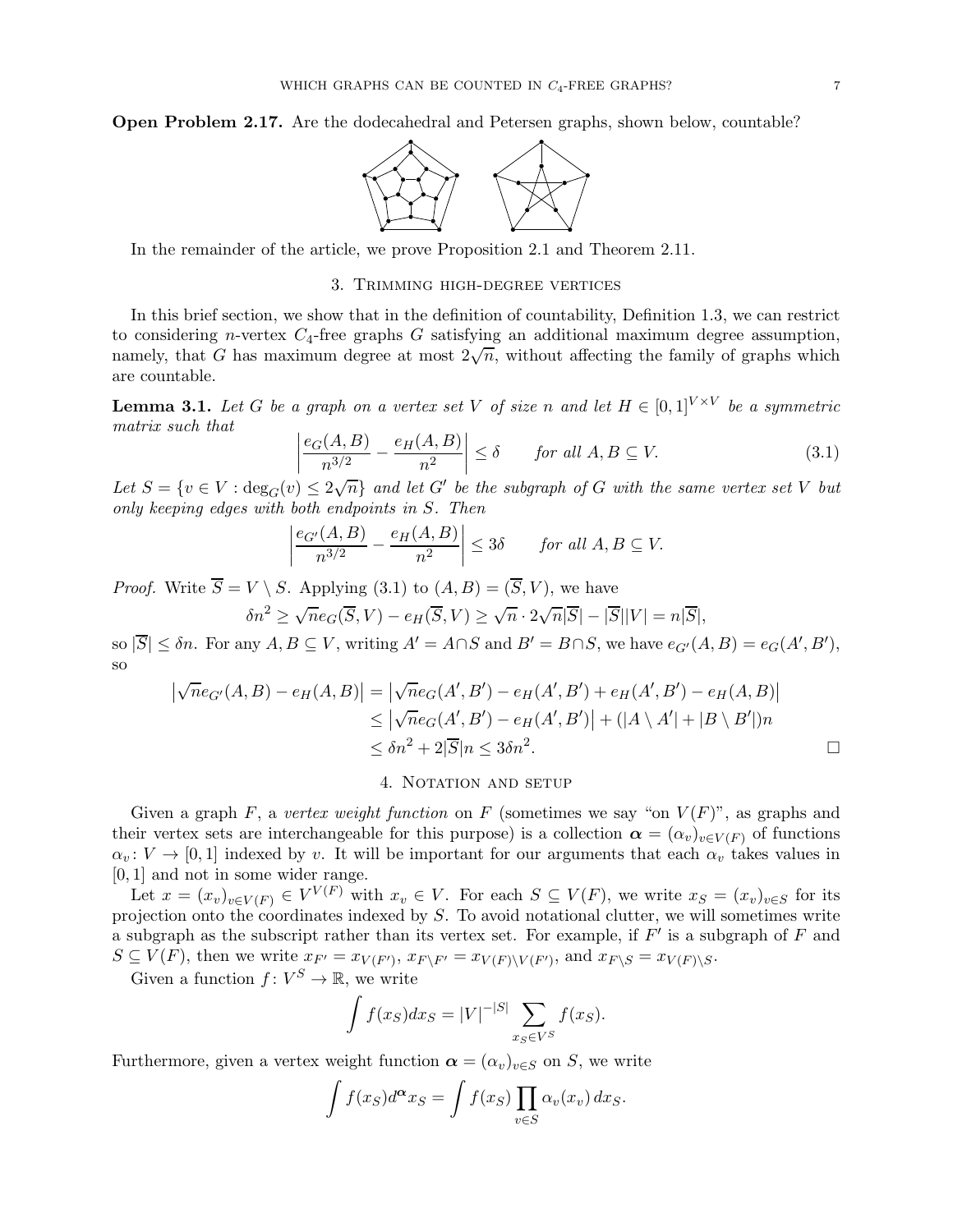**Open Problem 2.17.** Are the dodecahedral and Petersen graphs, shown below, countable?

In the remainder of the article, we prove Proposition 2.1 and Theorem 2.11.

## 3. Trimming high-degree vertices

In this brief section, we show that in the definition of countability, Definition 1.3, we can restrict to considering $n$-vertex $C_4$-free graphs $G$ satisfying an additional maximum degree assumption, namely, that $G$ has maximum degree at most $2\sqrt{n}$, without affecting the family of graphs which are countable.

**Lemma 3.1.** *Let $G$ be a graph on a vertex set $V$ of size $n$ and let $H \in [0,1]^{V \times V}$ be a symmetric matrix such that*

$$\left| \frac{e_G(A,B)}{n^{3/2}} - \frac{e_H(A,B)}{n^2} \right| \le \delta \qquad \text{for all } A, B \subseteq V. \tag{3.1}$$

*Let $S = \{v \in V : \deg_G(v) \le 2\sqrt{n}\}$ and let $G'$ be the subgraph of $G$ with the same vertex set $V$ but only keeping edges with both endpoints in $S$. Then*

$$\left| \frac{e_{G'}(A,B)}{n^{3/2}} - \frac{e_H(A,B)}{n^2} \right| \le 3\delta \qquad \text{for all } A, B \subseteq V.$$

*Proof.* Write $\overline{S} = V \setminus S$. Applying (3.1) to $(A,B) = (\overline{S}, V)$, we have

$$\delta n^2 \ge \sqrt{n} e_G(\overline{S}, V) - e_H(\overline{S}, V) \ge \sqrt{n} \cdot 2\sqrt{n}|\overline{S}| - |\overline{S}||V| = n|\overline{S}|,$$

so $|\overline{S}| \le \delta n$. For any $A, B \subseteq V$, writing $A' = A \cap S$ and $B' = B \cap S$, we have $e_{G'}(A,B) = e_G(A',B')$, so

$$\begin{aligned}
\left|\sqrt{n} e_{G'}(A,B) - e_H(A,B)\right| &= \left|\sqrt{n} e_G(A',B') - e_H(A',B') + e_H(A',B') - e_H(A,B)\right| \\
&\le \left|\sqrt{n} e_G(A',B') - e_H(A',B')\right| + (|A \setminus A'| + |B \setminus B'|)n \\
&\le \delta n^2 + 2|\overline{S}|n \le 3\delta n^2.
\end{aligned}$$

$\square$

## 4. Notation and setup

Given a graph $F$, a *vertex weight function* on $F$ (sometimes we say "on $V(F)$", as graphs and their vertex sets are interchangeable for this purpose) is a collection $\boldsymbol{\alpha} = (\alpha_v)_{v \in V(F)}$ of functions $\alpha_v \colon V \to [0,1]$ indexed by $v$. It will be important for our arguments that each $\alpha_v$ takes values in $[0,1]$ and not in some wider range.

Let $x = (x_v)_{v \in V(F)} \in V^{V(F)}$ with $x_v \in V$. For each $S \subseteq V(F)$, we write $x_S = (x_v)_{v \in S}$ for its projection onto the coordinates indexed by $S$. To avoid notational clutter, we will sometimes write a subgraph as the subscript rather than its vertex set. For example, if $F'$ is a subgraph of $F$ and $S \subseteq V(F)$, then we write $x_{F'} = x_{V(F')}$, $x_{F \setminus F'} = x_{V(F) \setminus V(F')}$, and $x_{F \setminus S} = x_{V(F) \setminus S}$.

Given a function $f \colon V^S \to \mathbb{R}$, we write

$$\int f(x_S) dx_S = |V|^{-|S|} \sum_{x_S \in V^S} f(x_S).$$

Furthermore, given a vertex weight function $\boldsymbol{\alpha} = (\alpha_v)_{v \in S}$ on $S$, we write

$$\int f(x_S) d^{\boldsymbol{\alpha}} x_S = \int f(x_S) \prod_{v \in S} \alpha_v(x_v) \, dx_S.$$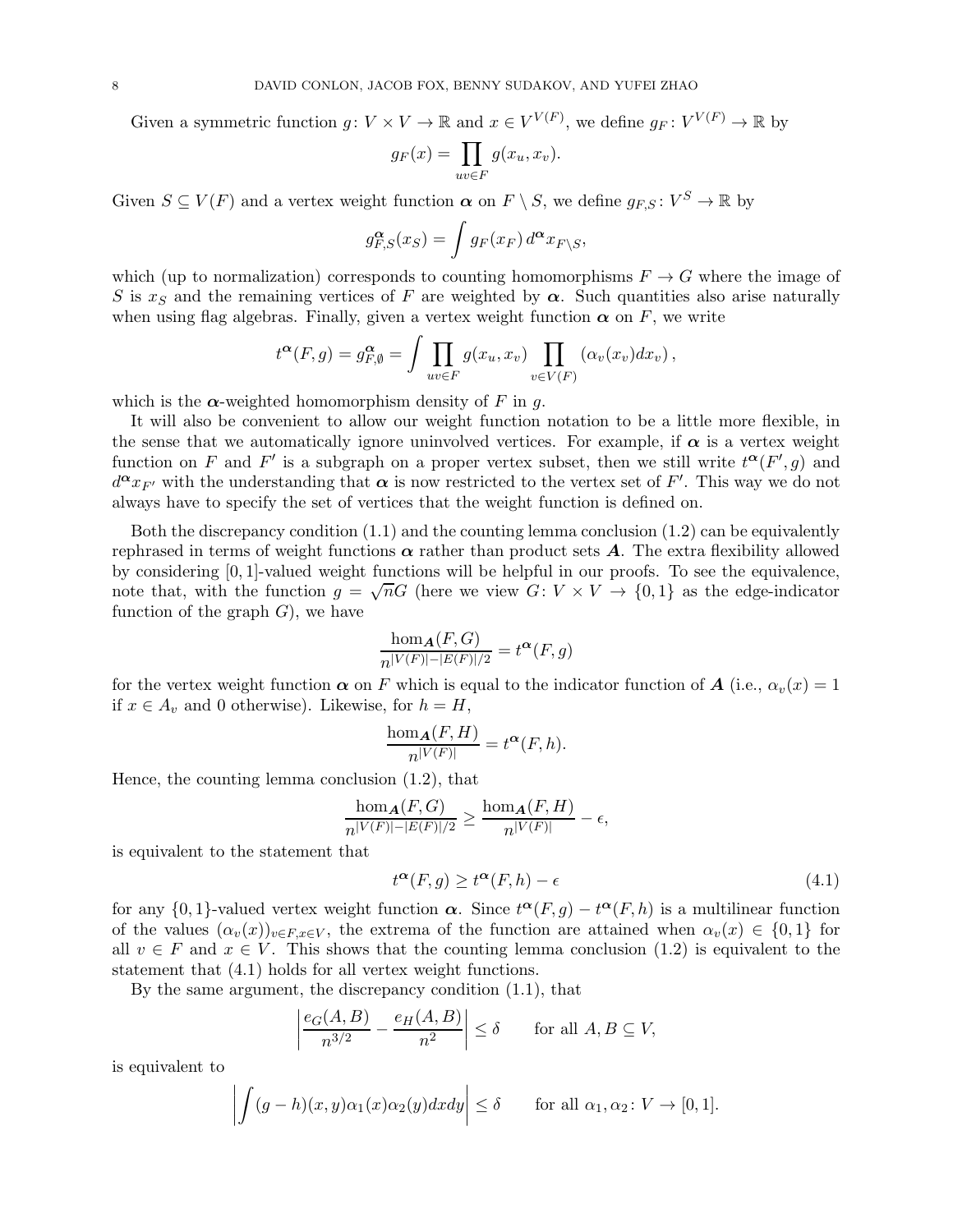Given a symmetric function $g\colon V \times V \to \mathbb{R}$ and $x \in V^{V(F)}$, we define $g_F\colon V^{V(F)} \to \mathbb{R}$ by

$$g_F(x) = \prod_{uv \in F} g(x_u, x_v).$$

Given $S \subseteq V(F)$ and a vertex weight function $\boldsymbol{\alpha}$ on $F \setminus S$, we define $g_{F,S}\colon V^S \to \mathbb{R}$ by

$$g^{\boldsymbol{\alpha}}_{F,S}(x_S) = \int g_F(x_F)\, d^{\boldsymbol{\alpha}} x_{F \setminus S},$$

which (up to normalization) corresponds to counting homomorphisms $F \to G$ where the image of $S$ is $x_S$ and the remaining vertices of $F$ are weighted by $\boldsymbol{\alpha}$. Such quantities also arise naturally when using flag algebras. Finally, given a vertex weight function $\boldsymbol{\alpha}$ on $F$, we write

$$t^{\boldsymbol{\alpha}}(F, g) = g^{\boldsymbol{\alpha}}_{F,\emptyset} = \int \prod_{uv \in F} g(x_u, x_v) \prod_{v \in V(F)} \left(\alpha_v(x_v) dx_v\right),$$

which is the $\boldsymbol{\alpha}$-weighted homomorphism density of $F$ in $g$.

It will also be convenient to allow our weight function notation to be a little more flexible, in the sense that we automatically ignore uninvolved vertices. For example, if $\boldsymbol{\alpha}$ is a vertex weight function on $F$ and $F'$ is a subgraph on a proper vertex subset, then we still write $t^{\boldsymbol{\alpha}}(F', g)$ and $d^{\boldsymbol{\alpha}} x_{F'}$ with the understanding that $\boldsymbol{\alpha}$ is now restricted to the vertex set of $F'$. This way we do not always have to specify the set of vertices that the weight function is defined on.

Both the discrepancy condition (1.1) and the counting lemma conclusion (1.2) can be equivalently rephrased in terms of weight functions $\boldsymbol{\alpha}$ rather than product sets $\boldsymbol{A}$. The extra flexibility allowed by considering $[0,1]$-valued weight functions will be helpful in our proofs. To see the equivalence, note that, with the function $g = \sqrt{n} G$ (here we view $G\colon V \times V \to \{0,1\}$ as the edge-indicator function of the graph $G$), we have

$$\frac{\hom_{\boldsymbol{A}}(F, G)}{n^{|V(F)| - |E(F)|/2}} = t^{\boldsymbol{\alpha}}(F, g)$$

for the vertex weight function $\boldsymbol{\alpha}$ on $F$ which is equal to the indicator function of $\boldsymbol{A}$ (i.e., $\alpha_v(x) = 1$ if $x \in A_v$ and 0 otherwise). Likewise, for $h = H$,

$$\frac{\hom_{\boldsymbol{A}}(F, H)}{n^{|V(F)|}} = t^{\boldsymbol{\alpha}}(F, h).$$

Hence, the counting lemma conclusion (1.2), that

$$\frac{\hom_{\boldsymbol{A}}(F, G)}{n^{|V(F)| - |E(F)|/2}} \geq \frac{\hom_{\boldsymbol{A}}(F, H)}{n^{|V(F)|}} - \epsilon,$$

is equivalent to the statement that

$$t^{\boldsymbol{\alpha}}(F, g) \geq t^{\boldsymbol{\alpha}}(F, h) - \epsilon \tag{4.1}$$

for any $\{0,1\}$-valued vertex weight function $\boldsymbol{\alpha}$. Since $t^{\boldsymbol{\alpha}}(F, g) - t^{\boldsymbol{\alpha}}(F, h)$ is a multilinear function of the values $(\alpha_v(x))_{v \in F, x \in V}$, the extrema of the function are attained when $\alpha_v(x) \in \{0,1\}$ for all $v \in F$ and $x \in V$. This shows that the counting lemma conclusion (1.2) is equivalent to the statement that (4.1) holds for all vertex weight functions.

By the same argument, the discrepancy condition (1.1), that

$$\left| \frac{e_G(A, B)}{n^{3/2}} - \frac{e_H(A, B)}{n^2} \right| \leq \delta \qquad \text{for all } A, B \subseteq V,$$

is equivalent to

$$\left| \int (g - h)(x, y) \alpha_1(x) \alpha_2(y) dx dy \right| \leq \delta \qquad \text{for all } \alpha_1, \alpha_2 \colon V \to [0,1].$$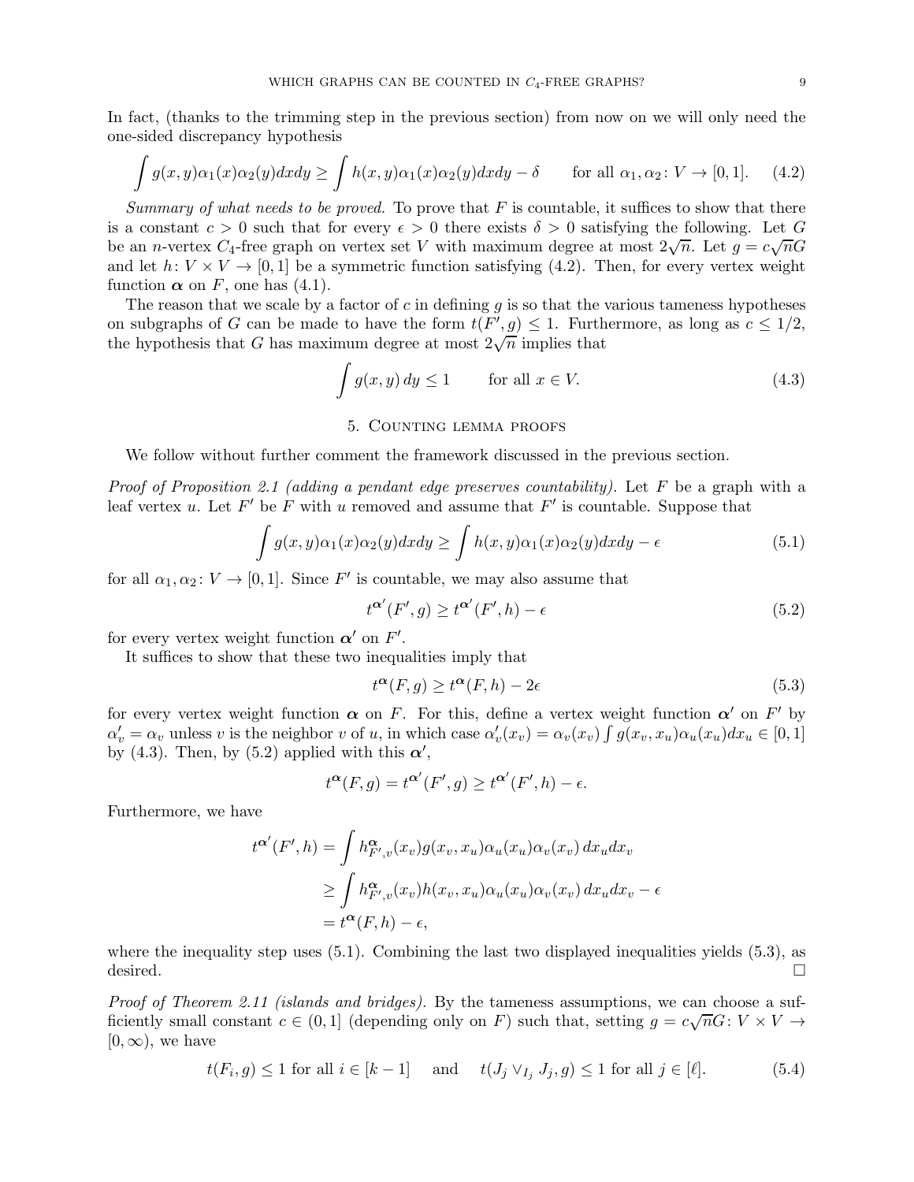In fact, (thanks to the trimming step in the previous section) from now on we will only need the one-sided discrepancy hypothesis

$$\int g(x,y)\alpha_1(x)\alpha_2(y)dxdy \geq \int h(x,y)\alpha_1(x)\alpha_2(y)dxdy - \delta \qquad \text{for all } \alpha_1, \alpha_2 \colon V \to [0,1]. \tag{4.2}$$

*Summary of what needs to be proved.* To prove that $F$ is countable, it suffices to show that there is a constant $c > 0$ such that for every $\epsilon > 0$ there exists $\delta > 0$ satisfying the following. Let $G$ be an $n$-vertex $C_4$-free graph on vertex set $V$ with maximum degree at most $2\sqrt{n}$. Let $g = c\sqrt{n}G$ and let $h \colon V \times V \to [0,1]$ be a symmetric function satisfying (4.2). Then, for every vertex weight function $\boldsymbol{\alpha}$ on $F$, one has (4.1).

The reason that we scale by a factor of $c$ in defining $g$ is so that the various tameness hypotheses on subgraphs of $G$ can be made to have the form $t(F', g) \leq 1$. Furthermore, as long as $c \leq 1/2$, the hypothesis that $G$ has maximum degree at most $2\sqrt{n}$ implies that

$$\int g(x,y)\, dy \leq 1 \qquad \text{for all } x \in V. \tag{4.3}$$

## 5. Counting lemma proofs

We follow without further comment the framework discussed in the previous section.

*Proof of Proposition 2.1 (adding a pendant edge preserves countability).* Let $F$ be a graph with a leaf vertex $u$. Let $F'$ be $F$ with $u$ removed and assume that $F'$ is countable. Suppose that

$$\int g(x,y)\alpha_1(x)\alpha_2(y)dxdy \geq \int h(x,y)\alpha_1(x)\alpha_2(y)dxdy - \epsilon \tag{5.1}$$

for all $\alpha_1, \alpha_2 \colon V \to [0,1]$. Since $F'$ is countable, we may also assume that

$$t^{\boldsymbol{\alpha}'}(F', g) \geq t^{\boldsymbol{\alpha}'}(F', h) - \epsilon \tag{5.2}$$

for every vertex weight function $\boldsymbol{\alpha}'$ on $F'$.

It suffices to show that these two inequalities imply that

$$t^{\boldsymbol{\alpha}}(F, g) \geq t^{\boldsymbol{\alpha}}(F, h) - 2\epsilon \tag{5.3}$$

for every vertex weight function $\boldsymbol{\alpha}$ on $F$. For this, define a vertex weight function $\boldsymbol{\alpha}'$ on $F'$ by $\alpha'_v = \alpha_v$ unless $v$ is the neighbor $v$ of $u$, in which case $\alpha'_v(x_v) = \alpha_v(x_v) \int g(x_v, x_u)\alpha_u(x_u)dx_u \in [0,1]$ by (4.3). Then, by (5.2) applied with this $\boldsymbol{\alpha}'$,

$$t^{\boldsymbol{\alpha}}(F, g) = t^{\boldsymbol{\alpha}'}(F', g) \geq t^{\boldsymbol{\alpha}'}(F', h) - \epsilon.$$

Furthermore, we have

$$\begin{aligned}
t^{\boldsymbol{\alpha}'}(F', h) &= \int h^{\boldsymbol{\alpha}}_{F',v}(x_v) g(x_v, x_u)\alpha_u(x_u)\alpha_v(x_v)\, dx_u dx_v \\
&\geq \int h^{\boldsymbol{\alpha}}_{F',v}(x_v) h(x_v, x_u)\alpha_u(x_u)\alpha_v(x_v)\, dx_u dx_v - \epsilon \\
&= t^{\boldsymbol{\alpha}}(F, h) - \epsilon,
\end{aligned}$$

where the inequality step uses (5.1). Combining the last two displayed inequalities yields (5.3), as desired. $\square$

*Proof of Theorem 2.11 (islands and bridges).* By the tameness assumptions, we can choose a sufficiently small constant $c \in (0,1]$ (depending only on $F$) such that, setting $g = c\sqrt{n}G \colon V \times V \to [0, \infty)$, we have

$$t(F_i, g) \leq 1 \text{ for all } i \in [k-1] \quad \text{ and } \quad t(J_j \vee_{I_j} J_j, g) \leq 1 \text{ for all } j \in [\ell]. \tag{5.4}$$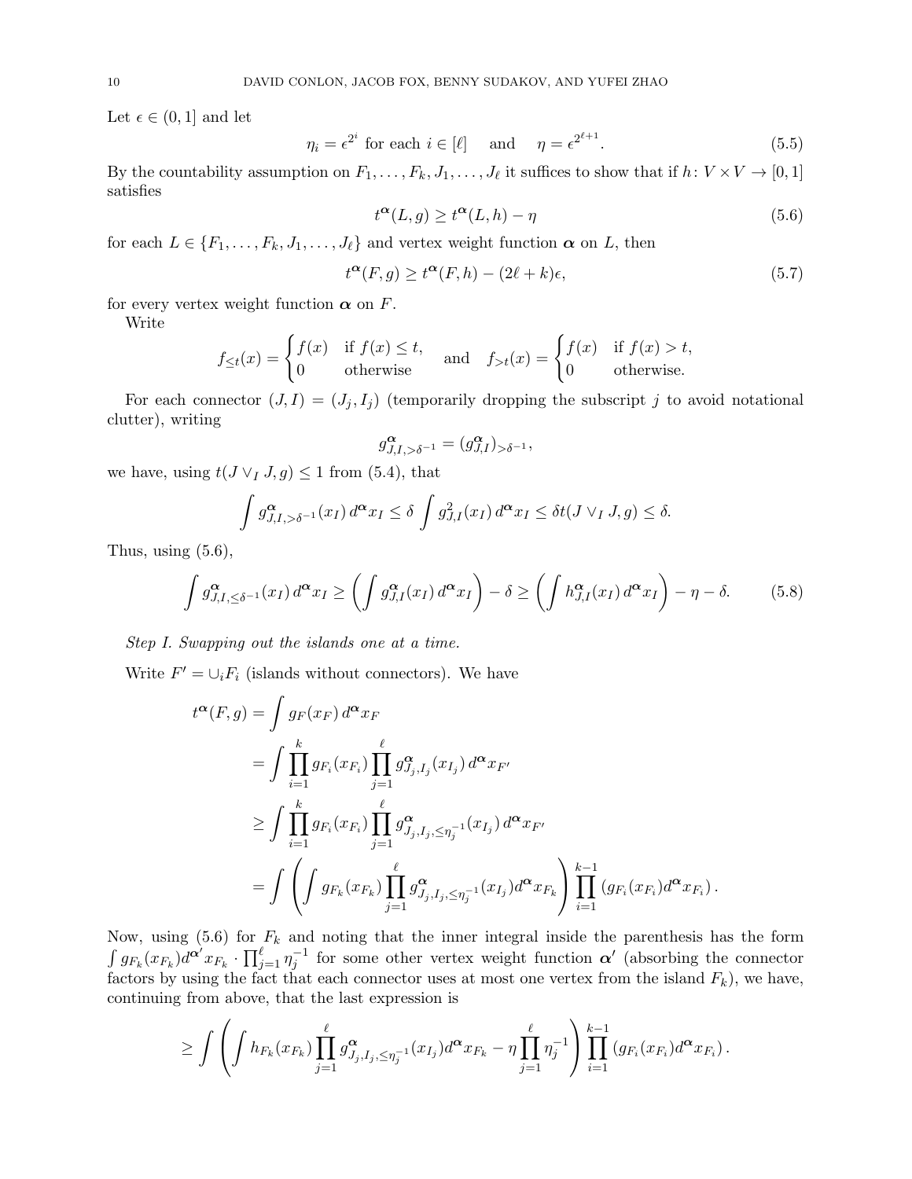Let $\epsilon \in (0, 1]$ and let

$$\eta_i = \epsilon^{2^i} \text{ for each } i \in [\ell] \quad \text{ and } \quad \eta = \epsilon^{2^{\ell+1}}. \tag{5.5}$$

By the countability assumption on $F_1, \dots, F_k, J_1, \dots, J_\ell$ it suffices to show that if $h \colon V \times V \to [0, 1]$ satisfies

$$t^{\boldsymbol{\alpha}}(L, g) \geq t^{\boldsymbol{\alpha}}(L, h) - \eta \tag{5.6}$$

for each $L \in \{F_1, \dots, F_k, J_1, \dots, J_\ell\}$ and vertex weight function $\boldsymbol{\alpha}$ on $L$, then

$$t^{\boldsymbol{\alpha}}(F, g) \geq t^{\boldsymbol{\alpha}}(F, h) - (2\ell + k)\epsilon, \tag{5.7}$$

for every vertex weight function $\boldsymbol{\alpha}$ on $F$.

Write

$$f_{\leq t}(x) = \begin{cases} f(x) & \text{if } f(x) \leq t, \\ 0 & \text{otherwise} \end{cases} \quad \text{ and } \quad f_{>t}(x) = \begin{cases} f(x) & \text{if } f(x) > t, \\ 0 & \text{otherwise.} \end{cases}$$

For each connector $(J, I) = (J_j, I_j)$ (temporarily dropping the subscript $j$ to avoid notational clutter), writing

$$g^{\boldsymbol{\alpha}}_{J,I,>\delta^{-1}} = (g^{\boldsymbol{\alpha}}_{J,I})_{>\delta^{-1}},$$

we have, using $t(J \vee_I J, g) \leq 1$ from (5.4), that

$$\int g^{\boldsymbol{\alpha}}_{J,I,>\delta^{-1}}(x_I) \, d^{\boldsymbol{\alpha}} x_I \leq \delta \int g^2_{J,I}(x_I) \, d^{\boldsymbol{\alpha}} x_I \leq \delta t(J \vee_I J, g) \leq \delta.$$

Thus, using (5.6),

$$\int g^{\boldsymbol{\alpha}}_{J,I,\leq\delta^{-1}}(x_I) \, d^{\boldsymbol{\alpha}} x_I \geq \left( \int g^{\boldsymbol{\alpha}}_{J,I}(x_I) \, d^{\boldsymbol{\alpha}} x_I \right) - \delta \geq \left( \int h^{\boldsymbol{\alpha}}_{J,I}(x_I) \, d^{\boldsymbol{\alpha}} x_I \right) - \eta - \delta. \tag{5.8}$$

*Step I. Swapping out the islands one at a time.*

Write $F' = \cup_i F_i$ (islands without connectors). We have

$$\begin{aligned}
t^{\boldsymbol{\alpha}}(F, g) &= \int g_F(x_F) \, d^{\boldsymbol{\alpha}} x_F \\
&= \int \prod_{i=1}^k g_{F_i}(x_{F_i}) \prod_{j=1}^\ell g^{\boldsymbol{\alpha}}_{J_j,I_j}(x_{I_j}) \, d^{\boldsymbol{\alpha}} x_{F'} \\
&\geq \int \prod_{i=1}^k g_{F_i}(x_{F_i}) \prod_{j=1}^\ell g^{\boldsymbol{\alpha}}_{J_j,I_j,\leq\eta_j^{-1}}(x_{I_j}) \, d^{\boldsymbol{\alpha}} x_{F'} \\
&= \int \left( \int g_{F_k}(x_{F_k}) \prod_{j=1}^\ell g^{\boldsymbol{\alpha}}_{J_j,I_j,\leq\eta_j^{-1}}(x_{I_j}) d^{\boldsymbol{\alpha}} x_{F_k} \right) \prod_{i=1}^{k-1} \left( g_{F_i}(x_{F_i}) d^{\boldsymbol{\alpha}} x_{F_i} \right).
\end{aligned}$$

Now, using (5.6) for $F_k$ and noting that the inner integral inside the parenthesis has the form $\int g_{F_k}(x_{F_k}) d^{\boldsymbol{\alpha}'} x_{F_k} \cdot \prod_{j=1}^\ell \eta_j^{-1}$ for some other vertex weight function $\boldsymbol{\alpha}'$ (absorbing the connector factors by using the fact that each connector uses at most one vertex from the island $F_k$), we have, continuing from above, that the last expression is

$$\geq \int \left( \int h_{F_k}(x_{F_k}) \prod_{j=1}^\ell g^{\boldsymbol{\alpha}}_{J_j,I_j,\leq\eta_j^{-1}}(x_{I_j}) d^{\boldsymbol{\alpha}} x_{F_k} - \eta \prod_{j=1}^\ell \eta_j^{-1} \right) \prod_{i=1}^{k-1} \left( g_{F_i}(x_{F_i}) d^{\boldsymbol{\alpha}} x_{F_i} \right).$$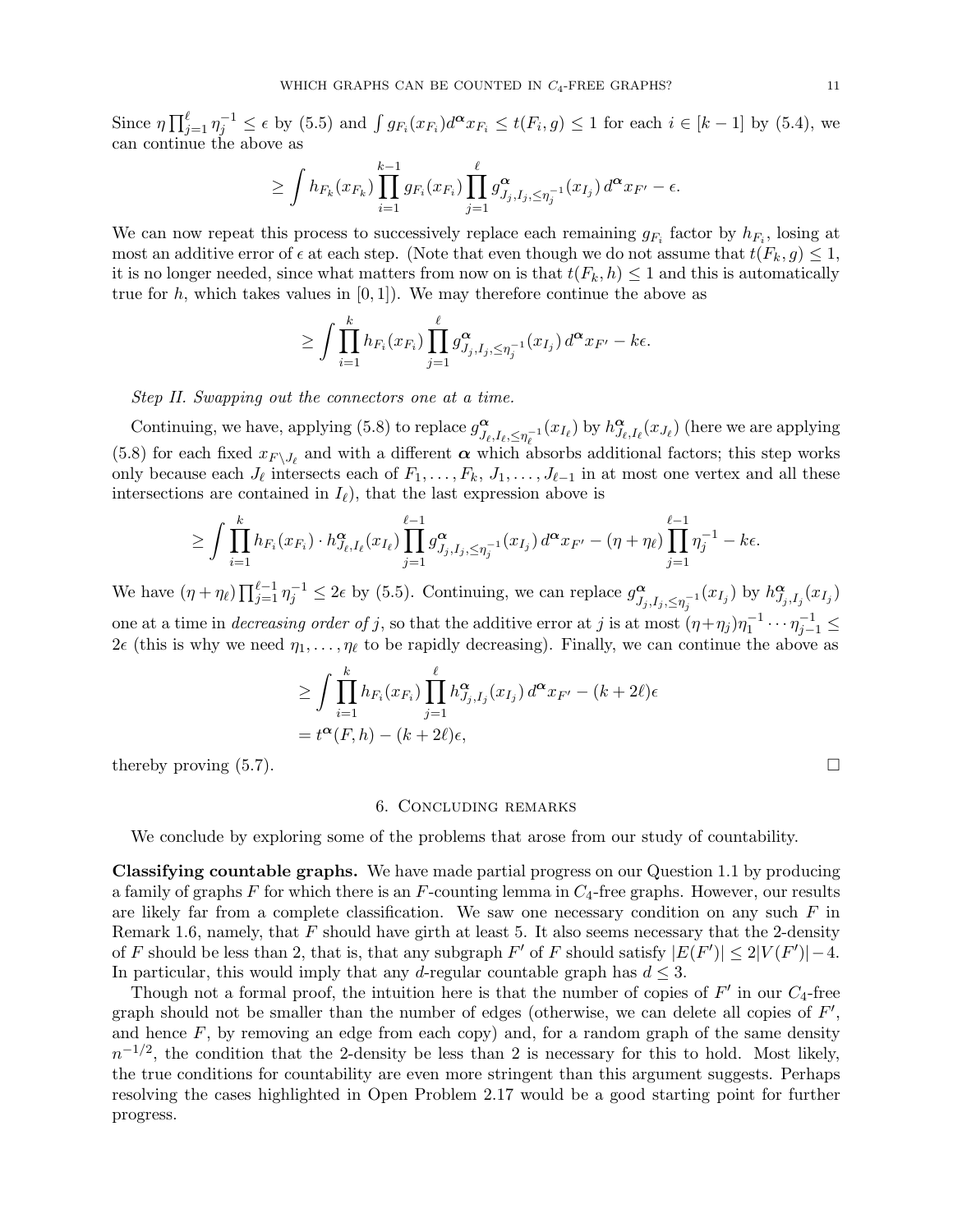Since $\eta \prod_{j=1}^{\ell} \eta_j^{-1} \le \epsilon$ by (5.5) and $\int g_{F_i}(x_{F_i}) d^{\boldsymbol{\alpha}} x_{F_i} \le t(F_i, g) \le 1$ for each $i \in [k-1]$ by (5.4), we can continue the above as

$$\ge \int h_{F_k}(x_{F_k}) \prod_{i=1}^{k-1} g_{F_i}(x_{F_i}) \prod_{j=1}^{\ell} g^{\boldsymbol{\alpha}}_{J_j, I_j, \le \eta_j^{-1}}(x_{I_j})\, d^{\boldsymbol{\alpha}} x_{F'} - \epsilon.$$

We can now repeat this process to successively replace each remaining $g_{F_i}$ factor by $h_{F_i}$, losing at most an additive error of $\epsilon$ at each step. (Note that even though we do not assume that $t(F_k, g) \le 1$, it is no longer needed, since what matters from now on is that $t(F_k, h) \le 1$ and this is automatically true for $h$, which takes values in $[0,1]$). We may therefore continue the above as

$$\ge \int \prod_{i=1}^{k} h_{F_i}(x_{F_i}) \prod_{j=1}^{\ell} g^{\boldsymbol{\alpha}}_{J_j, I_j, \le \eta_j^{-1}}(x_{I_j})\, d^{\boldsymbol{\alpha}} x_{F'} - k\epsilon.$$

*Step II. Swapping out the connectors one at a time.*

Continuing, we have, applying (5.8) to replace $g^{\boldsymbol{\alpha}}_{J_\ell, I_\ell, \le \eta_\ell^{-1}}(x_{I_\ell})$ by $h^{\boldsymbol{\alpha}}_{J_\ell, I_\ell}(x_{J_\ell})$ (here we are applying (5.8) for each fixed $x_{F \setminus J_\ell}$ and with a different $\boldsymbol{\alpha}$ which absorbs additional factors; this step works only because each $J_\ell$ intersects each of $F_1, \dots, F_k, J_1, \dots, J_{\ell-1}$ in at most one vertex and all these intersections are contained in $I_\ell$), that the last expression above is

$$\ge \int \prod_{i=1}^{k} h_{F_i}(x_{F_i}) \cdot h^{\boldsymbol{\alpha}}_{J_\ell, I_\ell}(x_{I_\ell}) \prod_{j=1}^{\ell-1} g^{\boldsymbol{\alpha}}_{J_j, I_j, \le \eta_j^{-1}}(x_{I_j})\, d^{\boldsymbol{\alpha}} x_{F'} - (\eta + \eta_\ell) \prod_{j=1}^{\ell-1} \eta_j^{-1} - k\epsilon.$$

We have $(\eta + \eta_\ell) \prod_{j=1}^{\ell-1} \eta_j^{-1} \le 2\epsilon$ by (5.5). Continuing, we can replace $g^{\boldsymbol{\alpha}}_{J_j, I_j, \le \eta_j^{-1}}(x_{I_j})$ by $h^{\boldsymbol{\alpha}}_{J_j, I_j}(x_{I_j})$ one at a time in *decreasing order of* $j$, so that the additive error at $j$ is at most $(\eta + \eta_j)\eta_1^{-1} \cdots \eta_{j-1}^{-1} \le 2\epsilon$ (this is why we need $\eta_1, \dots, \eta_\ell$ to be rapidly decreasing). Finally, we can continue the above as

$$\begin{aligned} &\ge \int \prod_{i=1}^{k} h_{F_i}(x_{F_i}) \prod_{j=1}^{\ell} h^{\boldsymbol{\alpha}}_{J_j, I_j}(x_{I_j})\, d^{\boldsymbol{\alpha}} x_{F'} - (k + 2\ell)\epsilon \\ &= t^{\boldsymbol{\alpha}}(F, h) - (k + 2\ell)\epsilon, \end{aligned}$$

thereby proving (5.7). $\square$

## 6. Concluding remarks

We conclude by exploring some of the problems that arose from our study of countability.

**Classifying countable graphs.** We have made partial progress on our Question 1.1 by producing a family of graphs $F$ for which there is an $F$-counting lemma in $C_4$-free graphs. However, our results are likely far from a complete classification. We saw one necessary condition on any such $F$ in Remark 1.6, namely, that $F$ should have girth at least 5. It also seems necessary that the 2-density of $F$ should be less than 2, that is, that any subgraph $F'$ of $F$ should satisfy $|E(F')| \le 2|V(F')| - 4$. In particular, this would imply that any $d$-regular countable graph has $d \le 3$.

Though not a formal proof, the intuition here is that the number of copies of $F'$ in our $C_4$-free graph should not be smaller than the number of edges (otherwise, we can delete all copies of $F'$, and hence $F$, by removing an edge from each copy) and, for a random graph of the same density $n^{-1/2}$, the condition that the 2-density be less than 2 is necessary for this to hold. Most likely, the true conditions for countability are even more stringent than this argument suggests. Perhaps resolving the cases highlighted in Open Problem 2.17 would be a good starting point for further progress.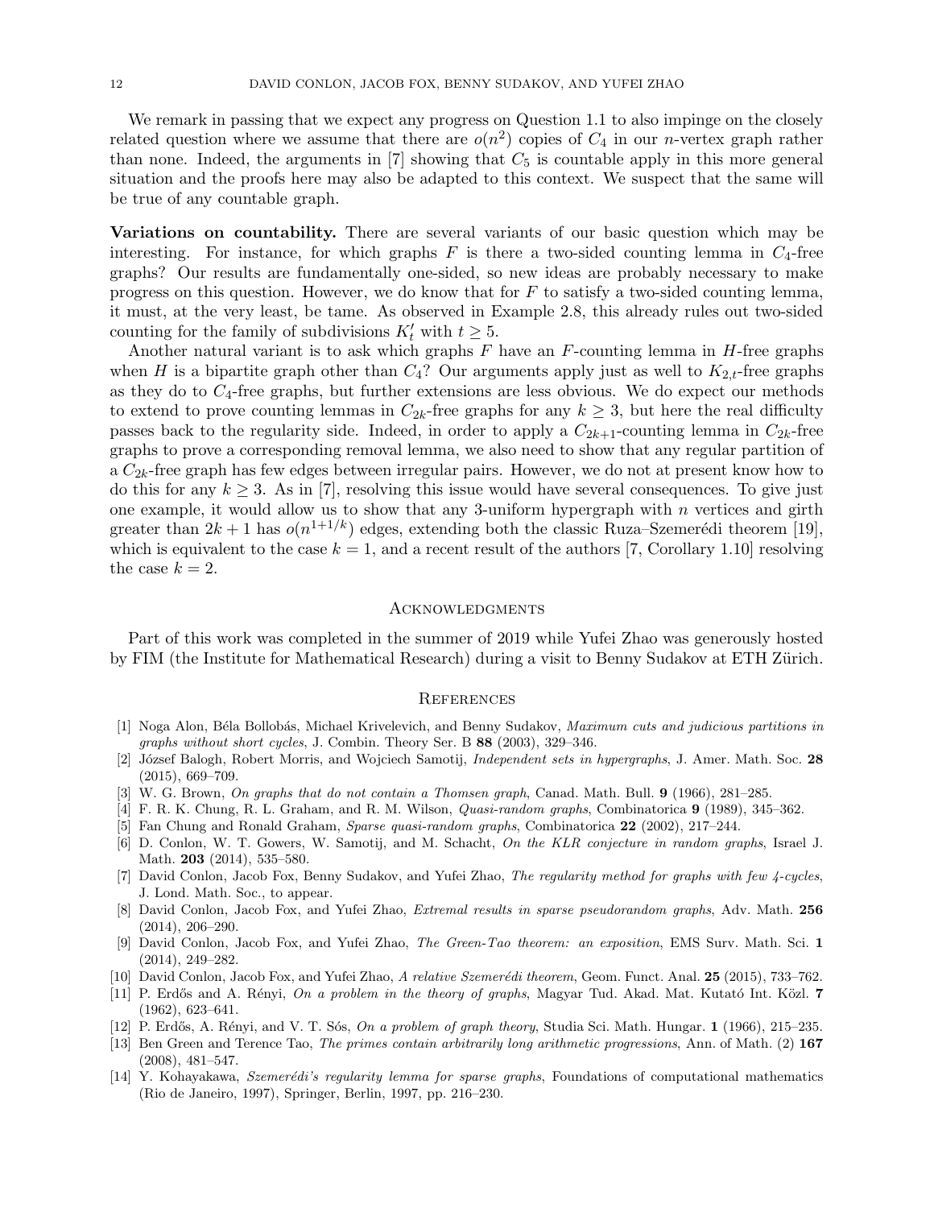We remark in passing that we expect any progress on Question 1.1 to also impinge on the closely related question where we assume that there are $o(n^2)$ copies of $C_4$ in our $n$-vertex graph rather than none. Indeed, the arguments in [7] showing that $C_5$ is countable apply in this more general situation and the proofs here may also be adapted to this context. We suspect that the same will be true of any countable graph.

**Variations on countability.** There are several variants of our basic question which may be interesting. For instance, for which graphs $F$ is there a two-sided counting lemma in $C_4$-free graphs? Our results are fundamentally one-sided, so new ideas are probably necessary to make progress on this question. However, we do know that for $F$ to satisfy a two-sided counting lemma, it must, at the very least, be tame. As observed in Example 2.8, this already rules out two-sided counting for the family of subdivisions $K_t'$ with $t \geq 5$.

Another natural variant is to ask which graphs $F$ have an $F$-counting lemma in $H$-free graphs when $H$ is a bipartite graph other than $C_4$? Our arguments apply just as well to $K_{2,t}$-free graphs as they do to $C_4$-free graphs, but further extensions are less obvious. We do expect our methods to extend to prove counting lemmas in $C_{2k}$-free graphs for any $k \geq 3$, but here the real difficulty passes back to the regularity side. Indeed, in order to apply a $C_{2k+1}$-counting lemma in $C_{2k}$-free graphs to prove a corresponding removal lemma, we also need to show that any regular partition of a $C_{2k}$-free graph has few edges between irregular pairs. However, we do not at present know how to do this for any $k \geq 3$. As in [7], resolving this issue would have several consequences. To give just one example, it would allow us to show that any 3-uniform hypergraph with $n$ vertices and girth greater than $2k+1$ has $o(n^{1+1/k})$ edges, extending both the classic Ruza–Szemerédi theorem [19], which is equivalent to the case $k = 1$, and a recent result of the authors [7, Corollary 1.10] resolving the case $k = 2$.

## Acknowledgments

Part of this work was completed in the summer of 2019 while Yufei Zhao was generously hosted by FIM (the Institute for Mathematical Research) during a visit to Benny Sudakov at ETH Zürich.

## References

[1] Noga Alon, Béla Bollobás, Michael Krivelevich, and Benny Sudakov, *Maximum cuts and judicious partitions in graphs without short cycles*, J. Combin. Theory Ser. B **88** (2003), 329–346.

[2] József Balogh, Robert Morris, and Wojciech Samotij, *Independent sets in hypergraphs*, J. Amer. Math. Soc. **28** (2015), 669–709.

[3] W. G. Brown, *On graphs that do not contain a Thomsen graph*, Canad. Math. Bull. **9** (1966), 281–285.

[4] F. R. K. Chung, R. L. Graham, and R. M. Wilson, *Quasi-random graphs*, Combinatorica **9** (1989), 345–362.

[5] Fan Chung and Ronald Graham, *Sparse quasi-random graphs*, Combinatorica **22** (2002), 217–244.

[6] D. Conlon, W. T. Gowers, W. Samotij, and M. Schacht, *On the KLR conjecture in random graphs*, Israel J. Math. **203** (2014), 535–580.

[7] David Conlon, Jacob Fox, Benny Sudakov, and Yufei Zhao, *The regularity method for graphs with few 4-cycles*, J. Lond. Math. Soc., to appear.

[8] David Conlon, Jacob Fox, and Yufei Zhao, *Extremal results in sparse pseudorandom graphs*, Adv. Math. **256** (2014), 206–290.

[9] David Conlon, Jacob Fox, and Yufei Zhao, *The Green-Tao theorem: an exposition*, EMS Surv. Math. Sci. **1** (2014), 249–282.

[10] David Conlon, Jacob Fox, and Yufei Zhao, *A relative Szemerédi theorem*, Geom. Funct. Anal. **25** (2015), 733–762.

[11] P. Erdős and A. Rényi, *On a problem in the theory of graphs*, Magyar Tud. Akad. Mat. Kutató Int. Közl. **7** (1962), 623–641.

[12] P. Erdős, A. Rényi, and V. T. Sós, *On a problem of graph theory*, Studia Sci. Math. Hungar. **1** (1966), 215–235.

[13] Ben Green and Terence Tao, *The primes contain arbitrarily long arithmetic progressions*, Ann. of Math. (2) **167** (2008), 481–547.

[14] Y. Kohayakawa, *Szemerédi's regularity lemma for sparse graphs*, Foundations of computational mathematics (Rio de Janeiro, 1997), Springer, Berlin, 1997, pp. 216–230.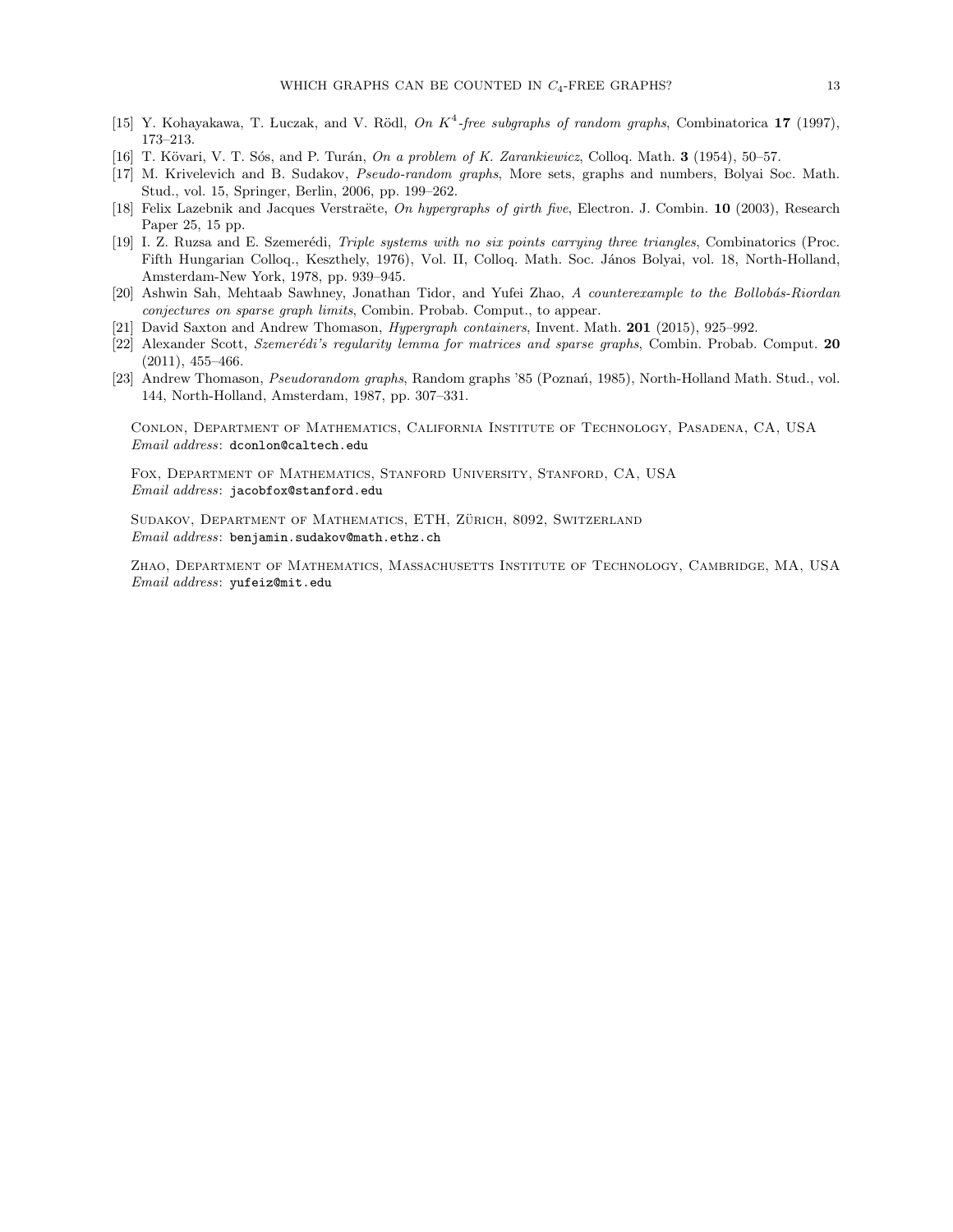[15] Y. Kohayakawa, T. Łuczak, and V. Rödl, *On $K^4$-free subgraphs of random graphs*, Combinatorica **17** (1997), 173–213.

[16] T. Kövari, V. T. Sós, and P. Turán, *On a problem of K. Zarankiewicz*, Colloq. Math. **3** (1954), 50–57.

[17] M. Krivelevich and B. Sudakov, *Pseudo-random graphs*, More sets, graphs and numbers, Bolyai Soc. Math. Stud., vol. 15, Springer, Berlin, 2006, pp. 199–262.

[18] Felix Lazebnik and Jacques Verstraëte, *On hypergraphs of girth five*, Electron. J. Combin. **10** (2003), Research Paper 25, 15 pp.

[19] I. Z. Ruzsa and E. Szemerédi, *Triple systems with no six points carrying three triangles*, Combinatorics (Proc. Fifth Hungarian Colloq., Keszthely, 1976), Vol. II, Colloq. Math. Soc. János Bolyai, vol. 18, North-Holland, Amsterdam-New York, 1978, pp. 939–945.

[20] Ashwin Sah, Mehtaab Sawhney, Jonathan Tidor, and Yufei Zhao, *A counterexample to the Bollobás-Riordan conjectures on sparse graph limits*, Combin. Probab. Comput., to appear.

[21] David Saxton and Andrew Thomason, *Hypergraph containers*, Invent. Math. **201** (2015), 925–992.

[22] Alexander Scott, *Szemerédi's regularity lemma for matrices and sparse graphs*, Combin. Probab. Comput. **20** (2011), 455–466.

[23] Andrew Thomason, *Pseudorandom graphs*, Random graphs '85 (Poznań, 1985), North-Holland Math. Stud., vol. 144, North-Holland, Amsterdam, 1987, pp. 307–331.

Conlon, Department of Mathematics, California Institute of Technology, Pasadena, CA, USA
*Email address*: dconlon@caltech.edu

Fox, Department of Mathematics, Stanford University, Stanford, CA, USA
*Email address*: jacobfox@stanford.edu

Sudakov, Department of Mathematics, ETH, Zürich, 8092, Switzerland
*Email address*: benjamin.sudakov@math.ethz.ch

Zhao, Department of Mathematics, Massachusetts Institute of Technology, Cambridge, MA, USA
*Email address*: yufeiz@mit.edu